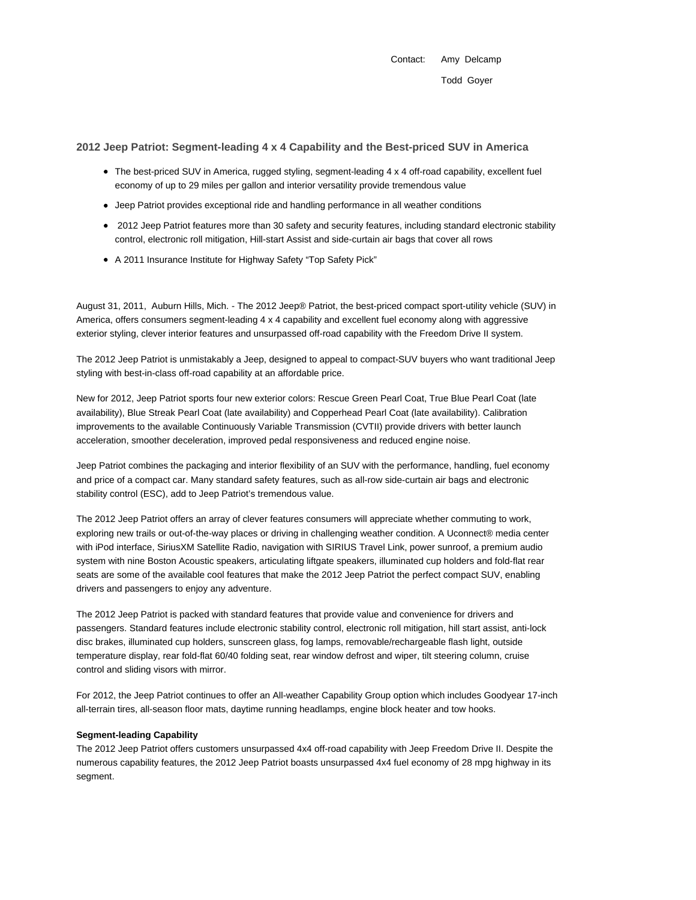Contact: Amy Delcamp

Todd Goyer

## 2012 Jeep Patriot: Segment-leading 4 x 4 Capability and the Best-priced SUV in America

- The best-priced SUV in America, rugged styling, segment-leading 4 x 4 off-road capability, excellent fuel economy of up to 29 miles per gallon and interior versatility provide tremendous value
- Jeep Patriot provides exceptional ride and handling performance in all weather conditions
- 2012 Jeep Patriot features more than 30 safety and security features, including standard electronic stability control, electronic roll mitigation, Hill-start Assist and side-curtain air bags that cover all rows
- A 2011 Insurance Institute for Highway Safety "Top Safety Pick"

August 31, 2011, Auburn Hills, Mich. - The 2012 Jeep® Patriot, the best-priced compact sport-utility vehicle (SUV) in America, offers consumers segment-leading 4 x 4 capability and excellent fuel economy along with aggressive exterior styling, clever interior features and unsurpassed off-road capability with the Freedom Drive II system.

The 2012 Jeep Patriot is unmistakably a Jeep, designed to appeal to compact-SUV buyers who want traditional Jeep styling with best-in-class off-road capability at an affordable price.

New for 2012, Jeep Patriot sports four new exterior colors: Rescue Green Pearl Coat, True Blue Pearl Coat (late availability), Blue Streak Pearl Coat (late availability) and Copperhead Pearl Coat (late availability). Calibration improvements to the available Continuously Variable Transmission (CVTII) provide drivers with better launch acceleration, smoother deceleration, improved pedal responsiveness and reduced engine noise.

Jeep Patriot combines the packaging and interior flexibility of an SUV with the performance, handling, fuel economy and price of a compact car. Many standard safety features, such as all-row side-curtain air bags and electronic stability control (ESC), add to Jeep Patriot's tremendous value.

The 2012 Jeep Patriot offers an array of clever features consumers will appreciate whether commuting to work, exploring new trails or out-of-the-way places or driving in challenging weather condition. A Uconnect® media center with iPod interface, SiriusXM Satellite Radio, navigation with SIRIUS Travel Link, power sunroof, a premium audio system with nine Boston Acoustic speakers, articulating liftgate speakers, illuminated cup holders and fold-flat rear seats are some of the available cool features that make the 2012 Jeep Patriot the perfect compact SUV, enabling drivers and passengers to enjoy any adventure.

The 2012 Jeep Patriot is packed with standard features that provide value and convenience for drivers and passengers. Standard features include electronic stability control, electronic roll mitigation, hill start assist, anti-lock disc brakes, illuminated cup holders, sunscreen glass, fog lamps, removable/rechargeable flash light, outside temperature display, rear fold-flat 60/40 folding seat, rear window defrost and wiper, tilt steering column, cruise control and sliding visors with mirror.

For 2012, the Jeep Patriot continues to offer an All-weather Capability Group option which includes Goodyear 17-inch all-terrain tires, all-season floor mats, daytime running headlamps, engine block heater and tow hooks.

**Segment-leading Capability**

The 2012 Jeep Patriot offers customers unsurpassed 4x4 off-road capability with Jeep Freedom Drive II. Despite the numerous capability features, the 2012 Jeep Patriot boasts unsurpassed 4x4 fuel economy of 28 mpg highway in its segment.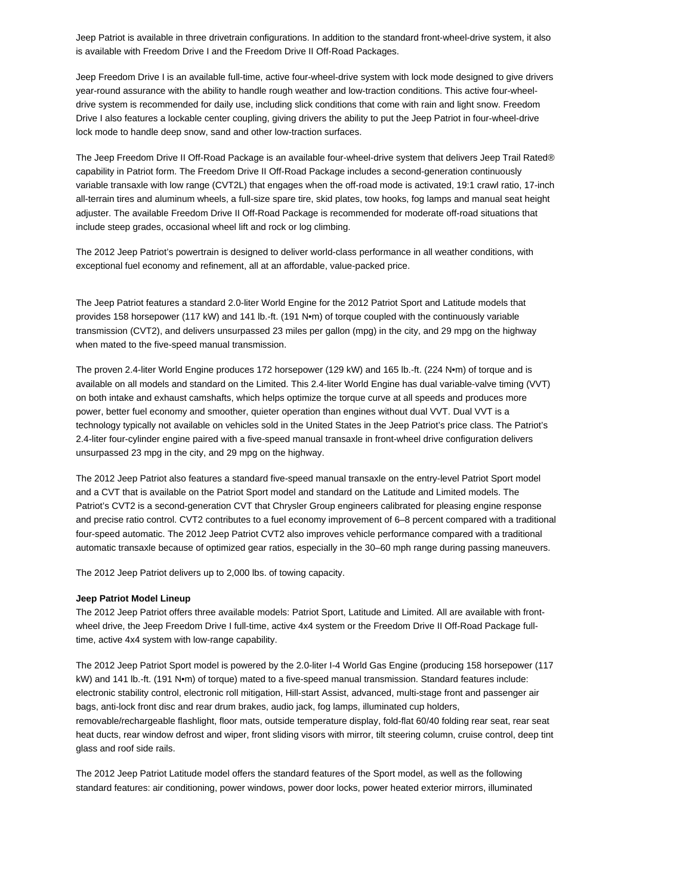Jeep Patriot is available in three drivetrain configurations. In addition to the standard front-wheel-drive system, it also is available with Freedom Drive I and the Freedom Drive II Off-Road Packages.

Jeep Freedom Drive I is an available full-time, active four-wheel-drive system with lock mode designed to give drivers year-round assurance with the ability to handle rough weather and low-traction conditions. This active four-wheel-drive system is recommended for daily use, including slick conditions that come with rain and light snow. Freedom Drive I also features a lockable center coupling, giving drivers the ability to put the Jeep Patriot in four-wheel-drive lock mode to handle deep snow, sand and other low-traction surfaces.

The Jeep Freedom Drive II Off-Road Package is an available four-wheel-drive system that delivers Jeep Trail Rated® capability in Patriot form. The Freedom Drive II Off-Road Package includes a second-generation continuously variable transaxle with low range (CVT2L) that engages when the off-road mode is activated, 19:1 crawl ratio, 17-inch all-terrain tires and aluminum wheels, a full-size spare tire, skid plates, tow hooks, fog lamps and manual seat height adjuster. The available Freedom Drive II Off-Road Package is recommended for moderate off-road situations that include steep grades, occasional wheel lift and rock or log climbing.

The 2012 Jeep Patriot's powertrain is designed to deliver world-class performance in all weather conditions, with exceptional fuel economy and refinement, all at an affordable, value-packed price.

The Jeep Patriot features a standard 2.0-liter World Engine for the 2012 Patriot Sport and Latitude models that provides 158 horsepower (117 kW) and 141 lb.-ft. (191 N•m) of torque coupled with the continuously variable transmission (CVT2), and delivers unsurpassed 23 miles per gallon (mpg) in the city, and 29 mpg on the highway when mated to the five-speed manual transmission.

The proven 2.4-liter World Engine produces 172 horsepower (129 kW) and 165 lb.-ft. (224 N•m) of torque and is available on all models and standard on the Limited. This 2.4-liter World Engine has dual variable-valve timing (VVT) on both intake and exhaust camshafts, which helps optimize the torque curve at all speeds and produces more power, better fuel economy and smoother, quieter operation than engines without dual VVT. Dual VVT is a technology typically not available on vehicles sold in the United States in the Jeep Patriot's price class. The Patriot's 2.4-liter four-cylinder engine paired with a five-speed manual transaxle in front-wheel drive configuration delivers unsurpassed 23 mpg in the city, and 29 mpg on the highway.

The 2012 Jeep Patriot also features a standard five-speed manual transaxle on the entry-level Patriot Sport model and a CVT that is available on the Patriot Sport model and standard on the Latitude and Limited models. The Patriot's CVT2 is a second-generation CVT that Chrysler Group engineers calibrated for pleasing engine response and precise ratio control. CVT2 contributes to a fuel economy improvement of 6–8 percent compared with a traditional four-speed automatic. The 2012 Jeep Patriot CVT2 also improves vehicle performance compared with a traditional automatic transaxle because of optimized gear ratios, especially in the 30–60 mph range during passing maneuvers.

The 2012 Jeep Patriot delivers up to 2,000 lbs. of towing capacity.

**Jeep Patriot Model Lineup**

The 2012 Jeep Patriot offers three available models: Patriot Sport, Latitude and Limited. All are available with front-wheel drive, the Jeep Freedom Drive I full-time, active 4x4 system or the Freedom Drive II Off-Road Package full-time, active 4x4 system with low-range capability.

The 2012 Jeep Patriot Sport model is powered by the 2.0-liter I-4 World Gas Engine (producing 158 horsepower (117 kW) and 141 lb.-ft. (191 N•m) of torque) mated to a five-speed manual transmission. Standard features include: electronic stability control, electronic roll mitigation, Hill-start Assist, advanced, multi-stage front and passenger air bags, anti-lock front disc and rear drum brakes, audio jack, fog lamps, illuminated cup holders, removable/rechargeable flashlight, floor mats, outside temperature display, fold-flat 60/40 folding rear seat, rear seat heat ducts, rear window defrost and wiper, front sliding visors with mirror, tilt steering column, cruise control, deep tint glass and roof side rails.

The 2012 Jeep Patriot Latitude model offers the standard features of the Sport model, as well as the following standard features: air conditioning, power windows, power door locks, power heated exterior mirrors, illuminated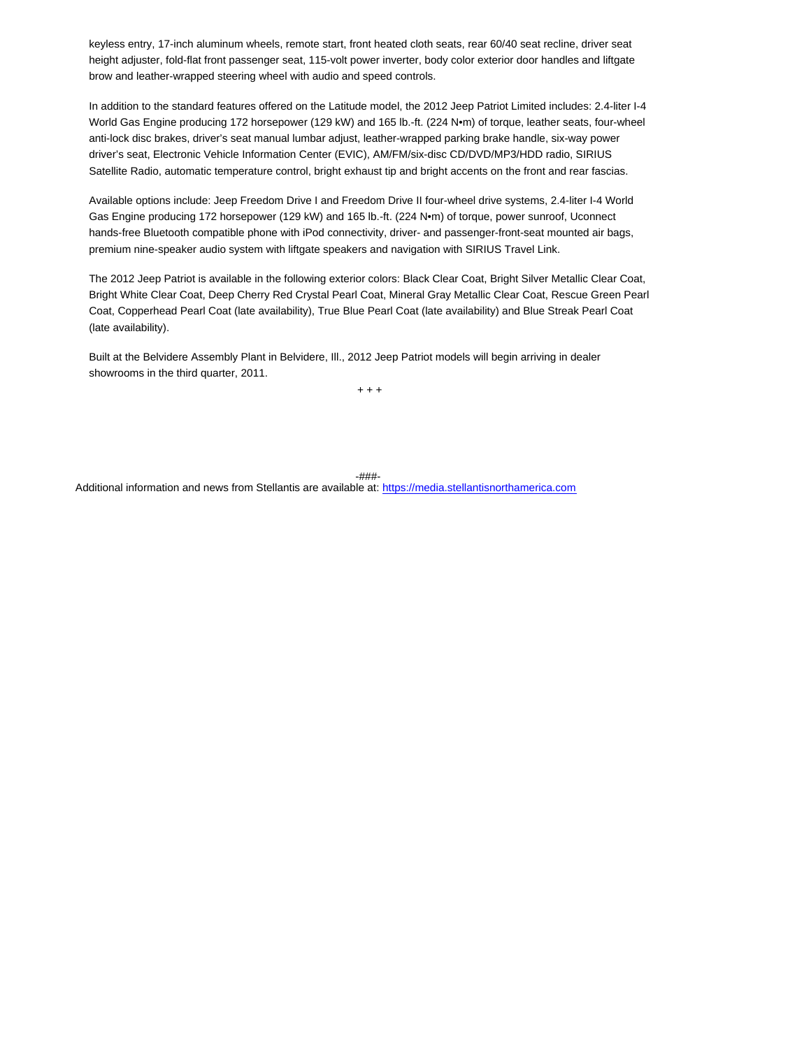keyless entry, 17-inch aluminum wheels, remote start, front heated cloth seats, rear 60/40 seat recline, driver seat height adjuster, fold-flat front passenger seat, 115-volt power inverter, body color exterior door handles and liftgate brow and leather-wrapped steering wheel with audio and speed controls.

In addition to the standard features offered on the Latitude model, the 2012 Jeep Patriot Limited includes: 2.4-liter I-4 World Gas Engine producing 172 horsepower (129 kW) and 165 lb.-ft. (224 N•m) of torque, leather seats, four-wheel anti-lock disc brakes, driver's seat manual lumbar adjust, leather-wrapped parking brake handle, six-way power driver's seat, Electronic Vehicle Information Center (EVIC), AM/FM/six-disc CD/DVD/MP3/HDD radio, SIRIUS Satellite Radio, automatic temperature control, bright exhaust tip and bright accents on the front and rear fascias.

Available options include: Jeep Freedom Drive I and Freedom Drive II four-wheel drive systems, 2.4-liter I-4 World Gas Engine producing 172 horsepower (129 kW) and 165 lb.-ft. (224 N•m) of torque, power sunroof, Uconnect hands-free Bluetooth compatible phone with iPod connectivity, driver- and passenger-front-seat mounted air bags, premium nine-speaker audio system with liftgate speakers and navigation with SIRIUS Travel Link.

The 2012 Jeep Patriot is available in the following exterior colors: Black Clear Coat, Bright Silver Metallic Clear Coat, Bright White Clear Coat, Deep Cherry Red Crystal Pearl Coat, Mineral Gray Metallic Clear Coat, Rescue Green Pearl Coat, Copperhead Pearl Coat (late availability), True Blue Pearl Coat (late availability) and Blue Streak Pearl Coat (late availability).

Built at the Belvidere Assembly Plant in Belvidere, Ill., 2012 Jeep Patriot models will begin arriving in dealer showrooms in the third quarter, 2011.

+ + +

-###-

Additional information and news from Stellantis are available at: https://media.stellantisnorthamerica.com